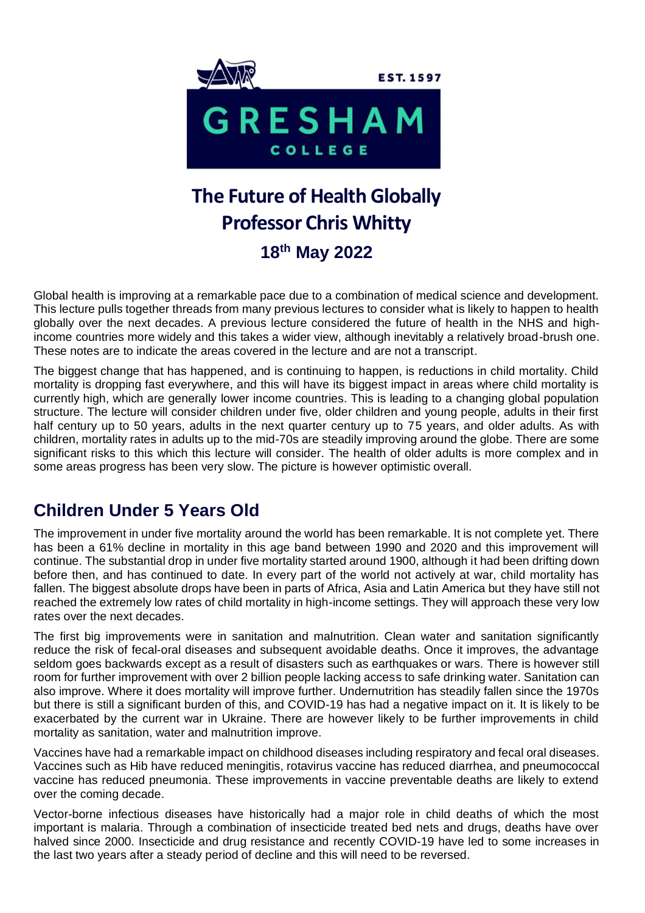# The Future of Health Globally

**Professor Chris Whitty**

**18th May 2022**

Global health is improving at a remarkable pace due to a combination of medical science and development. This lecture pulls together threads from many previous lectures to consider what is likely to happen to health globally over the next decades. A previous lecture considered the future of health in the NHS and high-income countries more widely and this takes a wider view, although inevitably a relatively broad-brush one. These notes are to indicate the areas covered in the lecture and are not a transcript.

The biggest change that has happened, and is continuing to happen, is reductions in child mortality. Child mortality is dropping fast everywhere, and this will have its biggest impact in areas where child mortality is currently high, which are generally lower income countries. This is leading to a changing global population structure. The lecture will consider children under five, older children and young people, adults in their first half century up to 50 years, adults in the next quarter century up to 75 years, and older adults. As with children, mortality rates in adults up to the mid-70s are steadily improving around the globe. There are some significant risks to this which this lecture will consider. The health of older adults is more complex and in some areas progress has been very slow. The picture is however optimistic overall.

## Children Under 5 Years Old

The improvement in under five mortality around the world has been remarkable. It is not complete yet. There has been a 61% decline in mortality in this age band between 1990 and 2020 and this improvement will continue. The substantial drop in under five mortality started around 1900, although it had been drifting down before then, and has continued to date. In every part of the world not actively at war, child mortality has fallen. The biggest absolute drops have been in parts of Africa, Asia and Latin America but they have still not reached the extremely low rates of child mortality in high-income settings. They will approach these very low rates over the next decades.

The first big improvements were in sanitation and malnutrition. Clean water and sanitation significantly reduce the risk of fecal-oral diseases and subsequent avoidable deaths. Once it improves, the advantage seldom goes backwards except as a result of disasters such as earthquakes or wars. There is however still room for further improvement with over 2 billion people lacking access to safe drinking water. Sanitation can also improve. Where it does mortality will improve further. Undernutrition has steadily fallen since the 1970s but there is still a significant burden of this, and COVID-19 has had a negative impact on it. It is likely to be exacerbated by the current war in Ukraine. There are however likely to be further improvements in child mortality as sanitation, water and malnutrition improve.

Vaccines have had a remarkable impact on childhood diseases including respiratory and fecal oral diseases. Vaccines such as Hib have reduced meningitis, rotavirus vaccine has reduced diarrhea, and pneumococcal vaccine has reduced pneumonia. These improvements in vaccine preventable deaths are likely to extend over the coming decade.

Vector-borne infectious diseases have historically had a major role in child deaths of which the most important is malaria. Through a combination of insecticide treated bed nets and drugs, deaths have over halved since 2000. Insecticide and drug resistance and recently COVID-19 have led to some increases in the last two years after a steady period of decline and this will need to be reversed.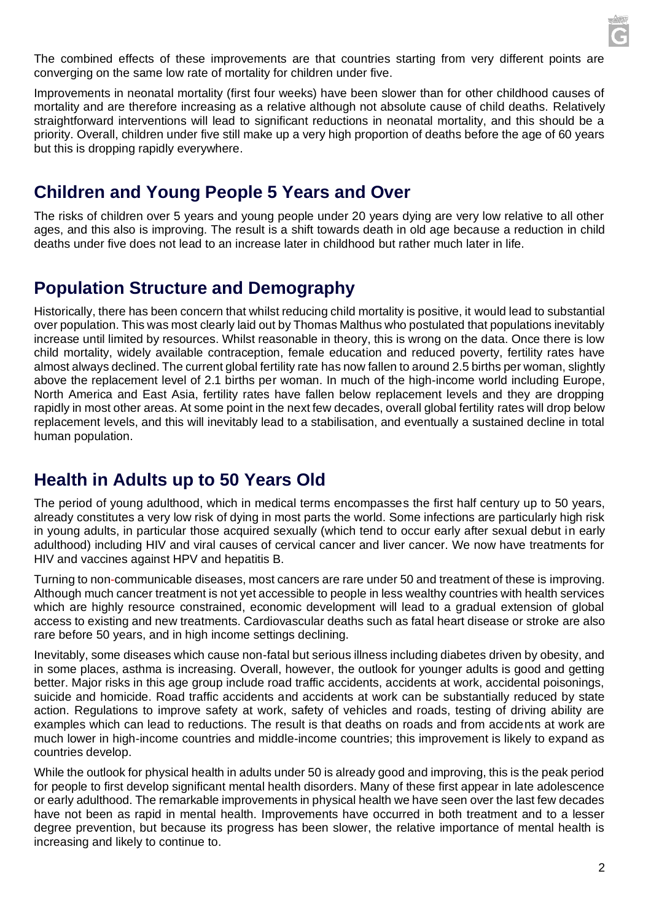The combined effects of these improvements are that countries starting from very different points are converging on the same low rate of mortality for children under five.

Improvements in neonatal mortality (first four weeks) have been slower than for other childhood causes of mortality and are therefore increasing as a relative although not absolute cause of child deaths. Relatively straightforward interventions will lead to significant reductions in neonatal mortality, and this should be a priority. Overall, children under five still make up a very high proportion of deaths before the age of 60 years but this is dropping rapidly everywhere.

## Children and Young People 5 Years and Over

The risks of children over 5 years and young people under 20 years dying are very low relative to all other ages, and this also is improving. The result is a shift towards death in old age because a reduction in child deaths under five does not lead to an increase later in childhood but rather much later in life.

## Population Structure and Demography

Historically, there has been concern that whilst reducing child mortality is positive, it would lead to substantial over population. This was most clearly laid out by Thomas Malthus who postulated that populations inevitably increase until limited by resources. Whilst reasonable in theory, this is wrong on the data. Once there is low child mortality, widely available contraception, female education and reduced poverty, fertility rates have almost always declined. The current global fertility rate has now fallen to around 2.5 births per woman, slightly above the replacement level of 2.1 births per woman. In much of the high-income world including Europe, North America and East Asia, fertility rates have fallen below replacement levels and they are dropping rapidly in most other areas. At some point in the next few decades, overall global fertility rates will drop below replacement levels, and this will inevitably lead to a stabilisation, and eventually a sustained decline in total human population.

## Health in Adults up to 50 Years Old

The period of young adulthood, which in medical terms encompasses the first half century up to 50 years, already constitutes a very low risk of dying in most parts the world. Some infections are particularly high risk in young adults, in particular those acquired sexually (which tend to occur early after sexual debut in early adulthood) including HIV and viral causes of cervical cancer and liver cancer. We now have treatments for HIV and vaccines against HPV and hepatitis B.

Turning to non-communicable diseases, most cancers are rare under 50 and treatment of these is improving. Although much cancer treatment is not yet accessible to people in less wealthy countries with health services which are highly resource constrained, economic development will lead to a gradual extension of global access to existing and new treatments. Cardiovascular deaths such as fatal heart disease or stroke are also rare before 50 years, and in high income settings declining.

Inevitably, some diseases which cause non-fatal but serious illness including diabetes driven by obesity, and in some places, asthma is increasing. Overall, however, the outlook for younger adults is good and getting better. Major risks in this age group include road traffic accidents, accidents at work, accidental poisonings, suicide and homicide. Road traffic accidents and accidents at work can be substantially reduced by state action. Regulations to improve safety at work, safety of vehicles and roads, testing of driving ability are examples which can lead to reductions. The result is that deaths on roads and from accidents at work are much lower in high-income countries and middle-income countries; this improvement is likely to expand as countries develop.

While the outlook for physical health in adults under 50 is already good and improving, this is the peak period for people to first develop significant mental health disorders. Many of these first appear in late adolescence or early adulthood. The remarkable improvements in physical health we have seen over the last few decades have not been as rapid in mental health. Improvements have occurred in both treatment and to a lesser degree prevention, but because its progress has been slower, the relative importance of mental health is increasing and likely to continue to.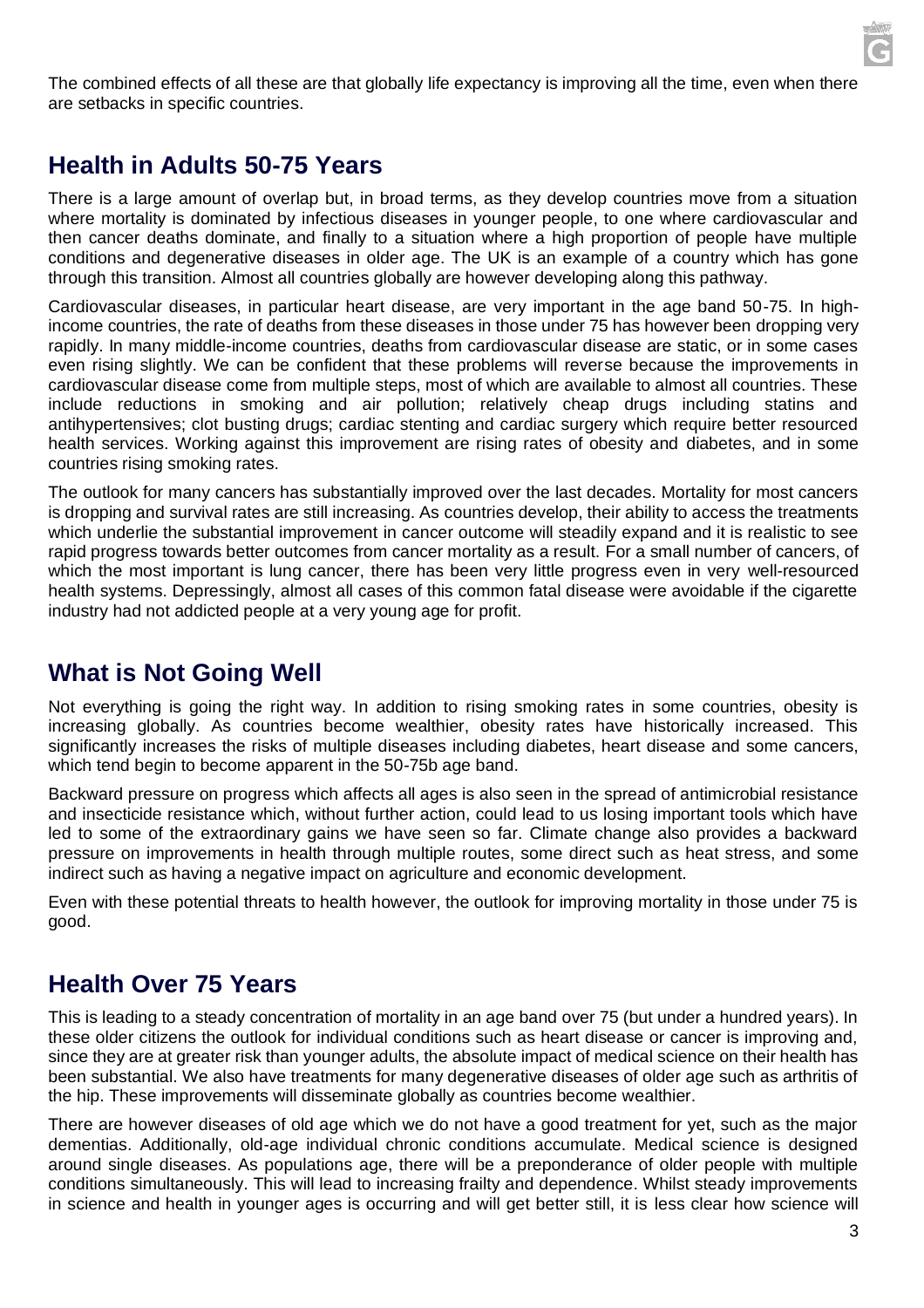The combined effects of all these are that globally life expectancy is improving all the time, even when there are setbacks in specific countries.

## Health in Adults 50-75 Years

There is a large amount of overlap but, in broad terms, as they develop countries move from a situation where mortality is dominated by infectious diseases in younger people, to one where cardiovascular and then cancer deaths dominate, and finally to a situation where a high proportion of people have multiple conditions and degenerative diseases in older age. The UK is an example of a country which has gone through this transition. Almost all countries globally are however developing along this pathway.

Cardiovascular diseases, in particular heart disease, are very important in the age band 50-75. In high-income countries, the rate of deaths from these diseases in those under 75 has however been dropping very rapidly. In many middle-income countries, deaths from cardiovascular disease are static, or in some cases even rising slightly. We can be confident that these problems will reverse because the improvements in cardiovascular disease come from multiple steps, most of which are available to almost all countries. These include reductions in smoking and air pollution; relatively cheap drugs including statins and antihypertensives; clot busting drugs; cardiac stenting and cardiac surgery which require better resourced health services. Working against this improvement are rising rates of obesity and diabetes, and in some countries rising smoking rates.

The outlook for many cancers has substantially improved over the last decades. Mortality for most cancers is dropping and survival rates are still increasing. As countries develop, their ability to access the treatments which underlie the substantial improvement in cancer outcome will steadily expand and it is realistic to see rapid progress towards better outcomes from cancer mortality as a result. For a small number of cancers, of which the most important is lung cancer, there has been very little progress even in very well-resourced health systems. Depressingly, almost all cases of this common fatal disease were avoidable if the cigarette industry had not addicted people at a very young age for profit.

## What is Not Going Well

Not everything is going the right way. In addition to rising smoking rates in some countries, obesity is increasing globally. As countries become wealthier, obesity rates have historically increased. This significantly increases the risks of multiple diseases including diabetes, heart disease and some cancers, which tend begin to become apparent in the 50-75b age band.

Backward pressure on progress which affects all ages is also seen in the spread of antimicrobial resistance and insecticide resistance which, without further action, could lead to us losing important tools which have led to some of the extraordinary gains we have seen so far. Climate change also provides a backward pressure on improvements in health through multiple routes, some direct such as heat stress, and some indirect such as having a negative impact on agriculture and economic development.

Even with these potential threats to health however, the outlook for improving mortality in those under 75 is good.

## Health Over 75 Years

This is leading to a steady concentration of mortality in an age band over 75 (but under a hundred years). In these older citizens the outlook for individual conditions such as heart disease or cancer is improving and, since they are at greater risk than younger adults, the absolute impact of medical science on their health has been substantial. We also have treatments for many degenerative diseases of older age such as arthritis of the hip. These improvements will disseminate globally as countries become wealthier.

There are however diseases of old age which we do not have a good treatment for yet, such as the major dementias. Additionally, old-age individual chronic conditions accumulate. Medical science is designed around single diseases. As populations age, there will be a preponderance of older people with multiple conditions simultaneously. This will lead to increasing frailty and dependence. Whilst steady improvements in science and health in younger ages is occurring and will get better still, it is less clear how science will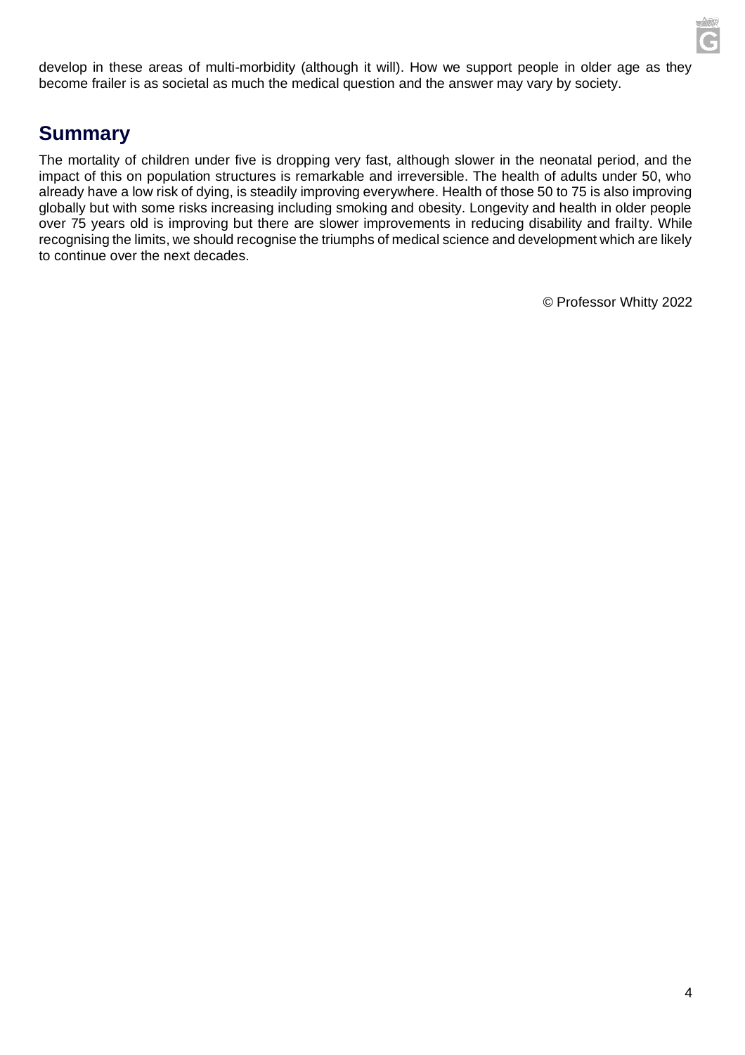develop in these areas of multi-morbidity (although it will). How we support people in older age as they become frailer is as societal as much the medical question and the answer may vary by society.

## Summary

The mortality of children under five is dropping very fast, although slower in the neonatal period, and the impact of this on population structures is remarkable and irreversible. The health of adults under 50, who already have a low risk of dying, is steadily improving everywhere. Health of those 50 to 75 is also improving globally but with some risks increasing including smoking and obesity. Longevity and health in older people over 75 years old is improving but there are slower improvements in reducing disability and frailty. While recognising the limits, we should recognise the triumphs of medical science and development which are likely to continue over the next decades.

© Professor Whitty 2022